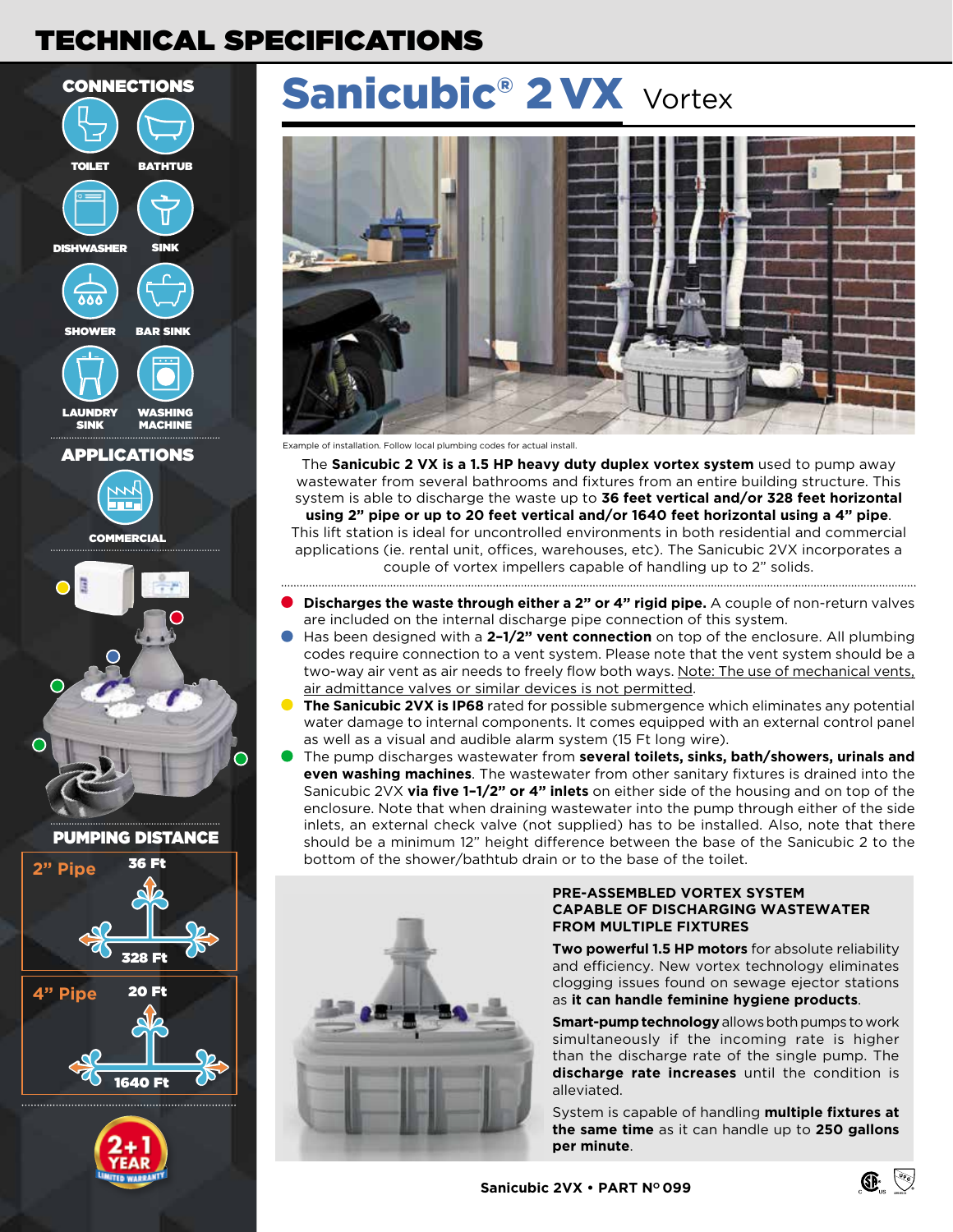# TECHNICAL SPECIFICATIONS

## CONNECTIONS

TOILET
BATHTUB
DISHWASHER
SINK
SHOWER
BAR SINK
LAUNDRY SINK
WASHING MACHINE

## APPLICATIONS

COMMERCIAL

## PUMPING DISTANCE

| Pipe | Vertical | Horizontal |
|---|---|---|
| 2" Pipe | 36 Ft | 328 Ft |
| 4" Pipe | 20 Ft | 1640 Ft |

2+1 YEAR LIMITED WARRANTY

# Sanicubic® 2 VX Vortex

Example of installation. Follow local plumbing codes for actual install.

The **Sanicubic 2 VX is a 1.5 HP heavy duty duplex vortex system** used to pump away wastewater from several bathrooms and fixtures from an entire building structure. This system is able to discharge the waste up to **36 feet vertical and/or 328 feet horizontal using 2" pipe or up to 20 feet vertical and/or 1640 feet horizontal using a 4" pipe**. This lift station is ideal for uncontrolled environments in both residential and commercial applications (ie. rental unit, offices, warehouses, etc). The Sanicubic 2VX incorporates a couple of vortex impellers capable of handling up to 2" solids.

- **Discharges the waste through either a 2" or 4" rigid pipe.** A couple of non-return valves are included on the internal discharge pipe connection of this system.
- Has been designed with a **2-1/2" vent connection** on top of the enclosure. All plumbing codes require connection to a vent system. Please note that the vent system should be a two-way air vent as air needs to freely flow both ways. Note: The use of mechanical vents, air admittance valves or similar devices is not permitted.
- **The Sanicubic 2VX is IP68** rated for possible submergence which eliminates any potential water damage to internal components. It comes equipped with an external control panel as well as a visual and audible alarm system (15 Ft long wire).
- The pump discharges wastewater from **several toilets, sinks, bath/showers, urinals and even washing machines**. The wastewater from other sanitary fixtures is drained into the Sanicubic 2VX **via five 1-1/2" or 4" inlets** on either side of the housing and on top of the enclosure. Note that when draining wastewater into the pump through either of the side inlets, an external check valve (not supplied) has to be installed. Also, note that there should be a minimum 12" height difference between the base of the Sanicubic 2 to the bottom of the shower/bathtub drain or to the base of the toilet.

### PRE-ASSEMBLED VORTEX SYSTEM CAPABLE OF DISCHARGING WASTEWATER FROM MULTIPLE FIXTURES

**Two powerful 1.5 HP motors** for absolute reliability and efficiency. New vortex technology eliminates clogging issues found on sewage ejector stations as **it can handle feminine hygiene products**.

**Smart-pump technology** allows both pumps to work simultaneously if the incoming rate is higher than the discharge rate of the single pump. The **discharge rate increases** until the condition is alleviated.

System is capable of handling **multiple fixtures at the same time** as it can handle up to **250 gallons per minute**.

**Sanicubic 2VX • PART Nº 099**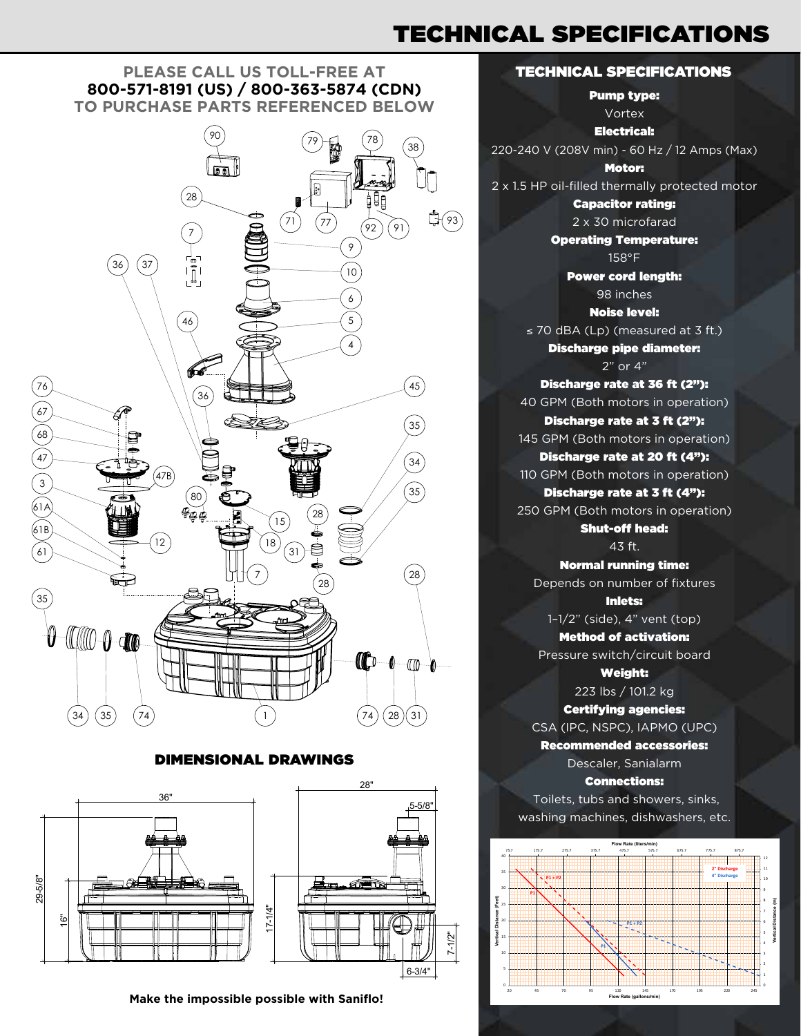# TECHNICAL SPECIFICATIONS

**PLEASE CALL US TOLL-FREE AT**
**800-571-8191 (US) / 800-363-5874 (CDN)**
**TO PURCHASE PARTS REFERENCED BELOW**

90 79 78 38 28 71 77 92 91 93 7 9 36 37 10 6 5 46 4 76 45 36 67 35 68 47 34 47B 3 35 80 61A 28 15 61B 18 12 31 61 7 28 28 35 34 35 74 1 74 28 31

## DIMENSIONAL DRAWINGS

36"
28"
5-5/8"
29-5/8"
16"
17-1/4"
7-1/2"
6-3/4"

**Make the impossible possible with Saniflo!**

## TECHNICAL SPECIFICATIONS

**Pump type:**
Vortex

**Electrical:**
220-240 V (208V min) - 60 Hz / 12 Amps (Max)

**Motor:**
2 x 1.5 HP oil-filled thermally protected motor

**Capacitor rating:**
2 x 30 microfarad

**Operating Temperature:**
158°F

**Power cord length:**
98 inches

**Noise level:**
≤ 70 dBA (Lp) (measured at 3 ft.)

**Discharge pipe diameter:**
2" or 4"

**Discharge rate at 36 ft (2"):**
40 GPM (Both motors in operation)

**Discharge rate at 3 ft (2"):**
145 GPM (Both motors in operation)

**Discharge rate at 20 ft (4"):**
110 GPM (Both motors in operation)

**Discharge rate at 3 ft (4"):**
250 GPM (Both motors in operation)

**Shut-off head:**
43 ft.

**Normal running time:**
Depends on number of fixtures

**Inlets:**
1-1/2" (side), 4" vent (top)

**Method of activation:**
Pressure switch/circuit board

**Weight:**
223 lbs / 101.2 kg

**Certifying agencies:**
CSA (IPC, NSPC), IAPMO (UPC)

**Recommended accessories:**
Descaler, Sanialarm

**Connections:**
Toilets, tubs and showers, sinks, washing machines, dishwashers, etc.

Flow Rate (liters/min)
75.7 175.7 275.7 375.7 475.7 575.7 675.7 775.7 875.7
Vertical Distance (Feet)
0 5 10 15 20 25 30 35 40
Vertical Distance (m)
0 1 2 3 4 5 6 7 8 9 10 11 12
2" Discharge
4" Discharge
P1 + P2
P1
P1 + P2
P1
20 45 70 95 120 145 170 195 220 245
Flow Rate (gallons/min)